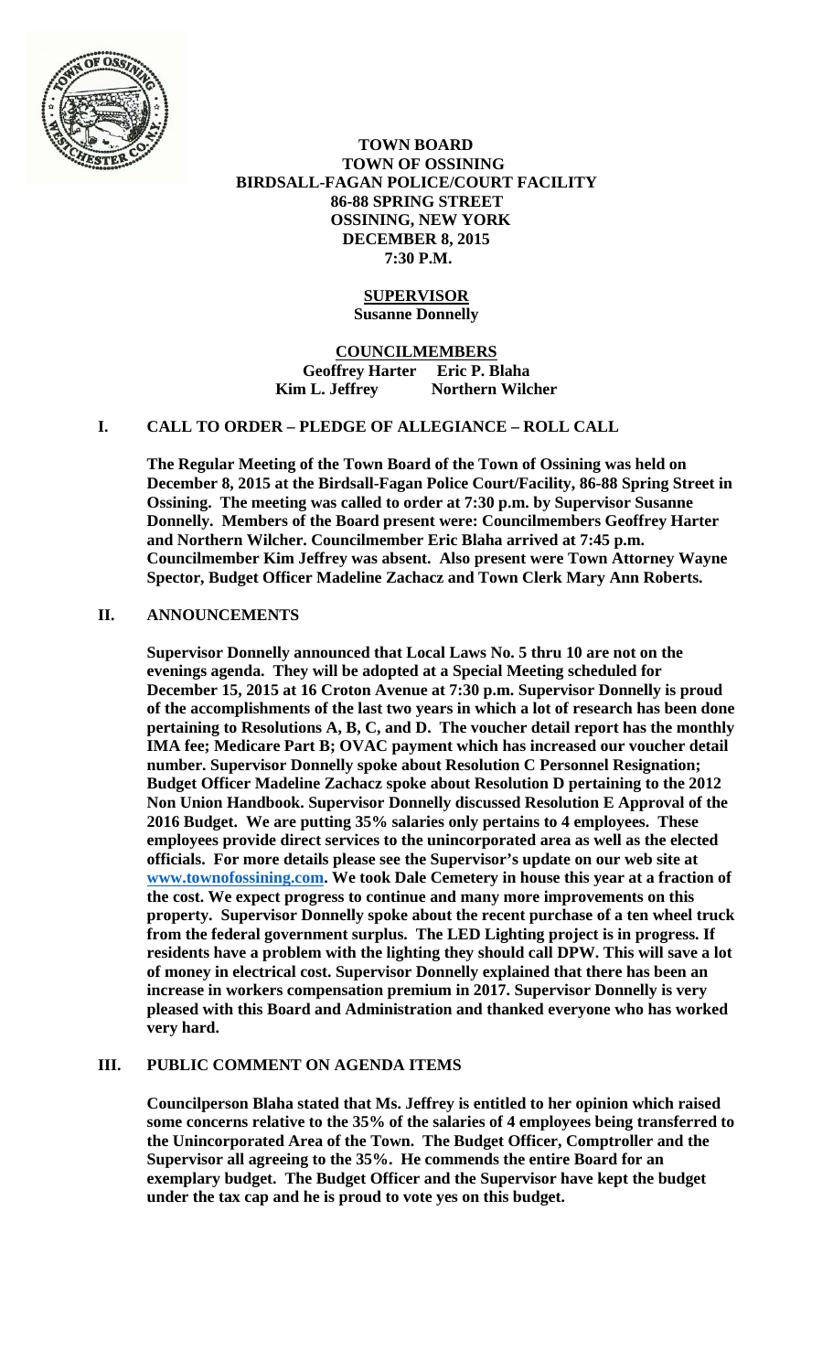**TOWN BOARD**
**TOWN OF OSSINING**
**BIRDSALL-FAGAN POLICE/COURT FACILITY**
**86-88 SPRING STREET**
**OSSINING, NEW YORK**
**DECEMBER 8, 2015**
**7:30 P.M.**

**SUPERVISOR**
**Susanne Donnelly**

**COUNCILMEMBERS**
**Geoffrey Harter Eric P. Blaha**
**Kim L. Jeffrey Northern Wilcher**

## I. CALL TO ORDER – PLEDGE OF ALLEGIANCE – ROLL CALL

**The Regular Meeting of the Town Board of the Town of Ossining was held on December 8, 2015 at the Birdsall-Fagan Police Court/Facility, 86-88 Spring Street in Ossining. The meeting was called to order at 7:30 p.m. by Supervisor Susanne Donnelly. Members of the Board present were: Councilmembers Geoffrey Harter and Northern Wilcher. Councilmember Eric Blaha arrived at 7:45 p.m. Councilmember Kim Jeffrey was absent. Also present were Town Attorney Wayne Spector, Budget Officer Madeline Zachacz and Town Clerk Mary Ann Roberts.**

## II. ANNOUNCEMENTS

**Supervisor Donnelly announced that Local Laws No. 5 thru 10 are not on the evenings agenda. They will be adopted at a Special Meeting scheduled for December 15, 2015 at 16 Croton Avenue at 7:30 p.m. Supervisor Donnelly is proud of the accomplishments of the last two years in which a lot of research has been done pertaining to Resolutions A, B, C, and D. The voucher detail report has the monthly IMA fee; Medicare Part B; OVAC payment which has increased our voucher detail number. Supervisor Donnelly spoke about Resolution C Personnel Resignation; Budget Officer Madeline Zachacz spoke about Resolution D pertaining to the 2012 Non Union Handbook. Supervisor Donnelly discussed Resolution E Approval of the 2016 Budget. We are putting 35% salaries only pertains to 4 employees. These employees provide direct services to the unincorporated area as well as the elected officials. For more details please see the Supervisor's update on our web site at www.townofossining.com. We took Dale Cemetery in house this year at a fraction of the cost. We expect progress to continue and many more improvements on this property. Supervisor Donnelly spoke about the recent purchase of a ten wheel truck from the federal government surplus. The LED Lighting project is in progress. If residents have a problem with the lighting they should call DPW. This will save a lot of money in electrical cost. Supervisor Donnelly explained that there has been an increase in workers compensation premium in 2017. Supervisor Donnelly is very pleased with this Board and Administration and thanked everyone who has worked very hard.**

## III. PUBLIC COMMENT ON AGENDA ITEMS

**Councilperson Blaha stated that Ms. Jeffrey is entitled to her opinion which raised some concerns relative to the 35% of the salaries of 4 employees being transferred to the Unincorporated Area of the Town. The Budget Officer, Comptroller and the Supervisor all agreeing to the 35%. He commends the entire Board for an exemplary budget. The Budget Officer and the Supervisor have kept the budget under the tax cap and he is proud to vote yes on this budget.**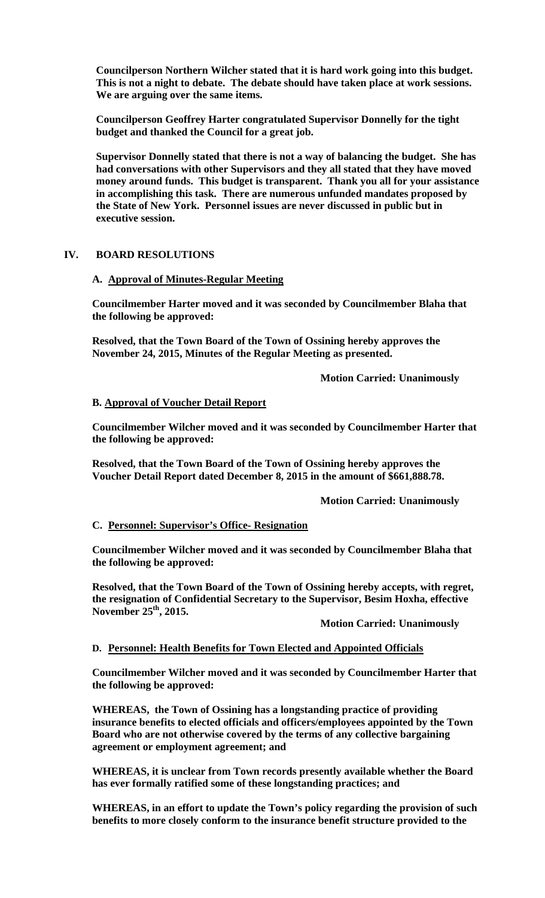**Councilperson Northern Wilcher stated that it is hard work going into this budget. This is not a night to debate. The debate should have taken place at work sessions. We are arguing over the same items.**

**Councilperson Geoffrey Harter congratulated Supervisor Donnelly for the tight budget and thanked the Council for a great job.**

**Supervisor Donnelly stated that there is not a way of balancing the budget. She has had conversations with other Supervisors and they all stated that they have moved money around funds. This budget is transparent. Thank you all for your assistance in accomplishing this task. There are numerous unfunded mandates proposed by the State of New York. Personnel issues are never discussed in public but in executive session.**

## IV. BOARD RESOLUTIONS

### A. Approval of Minutes-Regular Meeting

**Councilmember Harter moved and it was seconded by Councilmember Blaha that the following be approved:**

**Resolved, that the Town Board of the Town of Ossining hereby approves the November 24, 2015, Minutes of the Regular Meeting as presented.**

**Motion Carried: Unanimously**

### B. Approval of Voucher Detail Report

**Councilmember Wilcher moved and it was seconded by Councilmember Harter that the following be approved:**

**Resolved, that the Town Board of the Town of Ossining hereby approves the Voucher Detail Report dated December 8, 2015 in the amount of $661,888.78.**

**Motion Carried: Unanimously**

### C. Personnel: Supervisor's Office- Resignation

**Councilmember Wilcher moved and it was seconded by Councilmember Blaha that the following be approved:**

**Resolved, that the Town Board of the Town of Ossining hereby accepts, with regret, the resignation of Confidential Secretary to the Supervisor, Besim Hoxha, effective November 25th, 2015.**

**Motion Carried: Unanimously**

### D. Personnel: Health Benefits for Town Elected and Appointed Officials

**Councilmember Wilcher moved and it was seconded by Councilmember Harter that the following be approved:**

**WHEREAS, the Town of Ossining has a longstanding practice of providing insurance benefits to elected officials and officers/employees appointed by the Town Board who are not otherwise covered by the terms of any collective bargaining agreement or employment agreement; and**

**WHEREAS, it is unclear from Town records presently available whether the Board has ever formally ratified some of these longstanding practices; and**

**WHEREAS, in an effort to update the Town's policy regarding the provision of such benefits to more closely conform to the insurance benefit structure provided to the**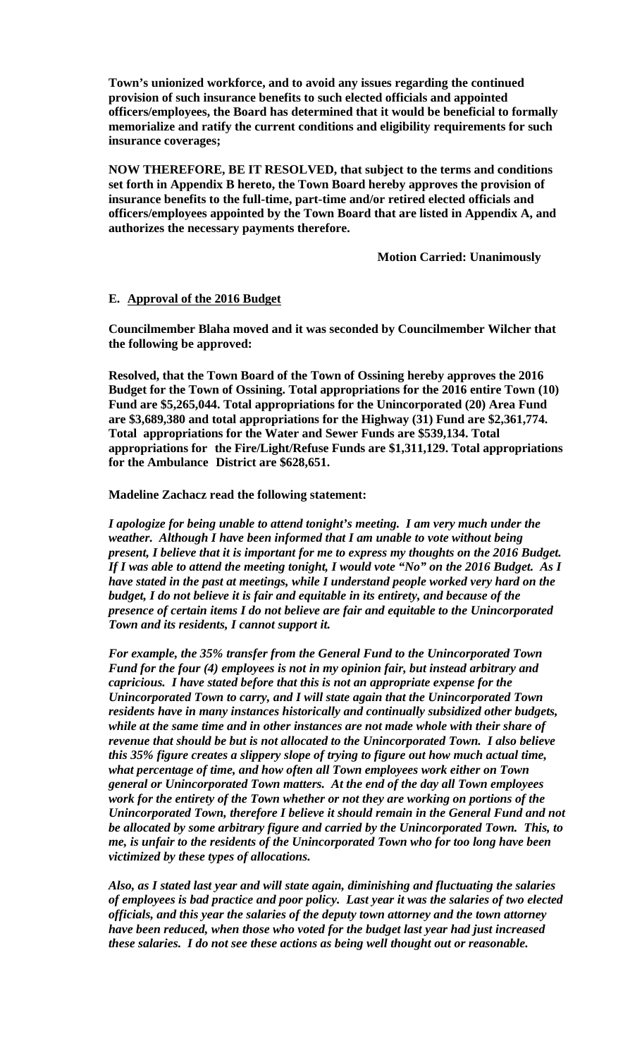**Town's unionized workforce, and to avoid any issues regarding the continued provision of such insurance benefits to such elected officials and appointed officers/employees, the Board has determined that it would be beneficial to formally memorialize and ratify the current conditions and eligibility requirements for such insurance coverages;**

**NOW THEREFORE, BE IT RESOLVED, that subject to the terms and conditions set forth in Appendix B hereto, the Town Board hereby approves the provision of insurance benefits to the full-time, part-time and/or retired elected officials and officers/employees appointed by the Town Board that are listed in Appendix A, and authorizes the necessary payments therefore.**

**Motion Carried: Unanimously**

**E. Approval of the 2016 Budget**

**Councilmember Blaha moved and it was seconded by Councilmember Wilcher that the following be approved:**

**Resolved, that the Town Board of the Town of Ossining hereby approves the 2016 Budget for the Town of Ossining. Total appropriations for the 2016 entire Town (10) Fund are $5,265,044. Total appropriations for the Unincorporated (20) Area Fund are $3,689,380 and total appropriations for the Highway (31) Fund are $2,361,774. Total appropriations for the Water and Sewer Funds are $539,134. Total appropriations for the Fire/Light/Refuse Funds are $1,311,129. Total appropriations for the Ambulance District are $628,651.**

**Madeline Zachacz read the following statement:**

***I apologize for being unable to attend tonight's meeting. I am very much under the weather. Although I have been informed that I am unable to vote without being present, I believe that it is important for me to express my thoughts on the 2016 Budget. If I was able to attend the meeting tonight, I would vote "No" on the 2016 Budget. As I have stated in the past at meetings, while I understand people worked very hard on the budget, I do not believe it is fair and equitable in its entirety, and because of the presence of certain items I do not believe are fair and equitable to the Unincorporated Town and its residents, I cannot support it.***

***For example, the 35% transfer from the General Fund to the Unincorporated Town Fund for the four (4) employees is not in my opinion fair, but instead arbitrary and capricious. I have stated before that this is not an appropriate expense for the Unincorporated Town to carry, and I will state again that the Unincorporated Town residents have in many instances historically and continually subsidized other budgets, while at the same time and in other instances are not made whole with their share of revenue that should be but is not allocated to the Unincorporated Town. I also believe this 35% figure creates a slippery slope of trying to figure out how much actual time, what percentage of time, and how often all Town employees work either on Town general or Unincorporated Town matters. At the end of the day all Town employees work for the entirety of the Town whether or not they are working on portions of the Unincorporated Town, therefore I believe it should remain in the General Fund and not be allocated by some arbitrary figure and carried by the Unincorporated Town. This, to me, is unfair to the residents of the Unincorporated Town who for too long have been victimized by these types of allocations.***

***Also, as I stated last year and will state again, diminishing and fluctuating the salaries of employees is bad practice and poor policy. Last year it was the salaries of two elected officials, and this year the salaries of the deputy town attorney and the town attorney have been reduced, when those who voted for the budget last year had just increased these salaries. I do not see these actions as being well thought out or reasonable.***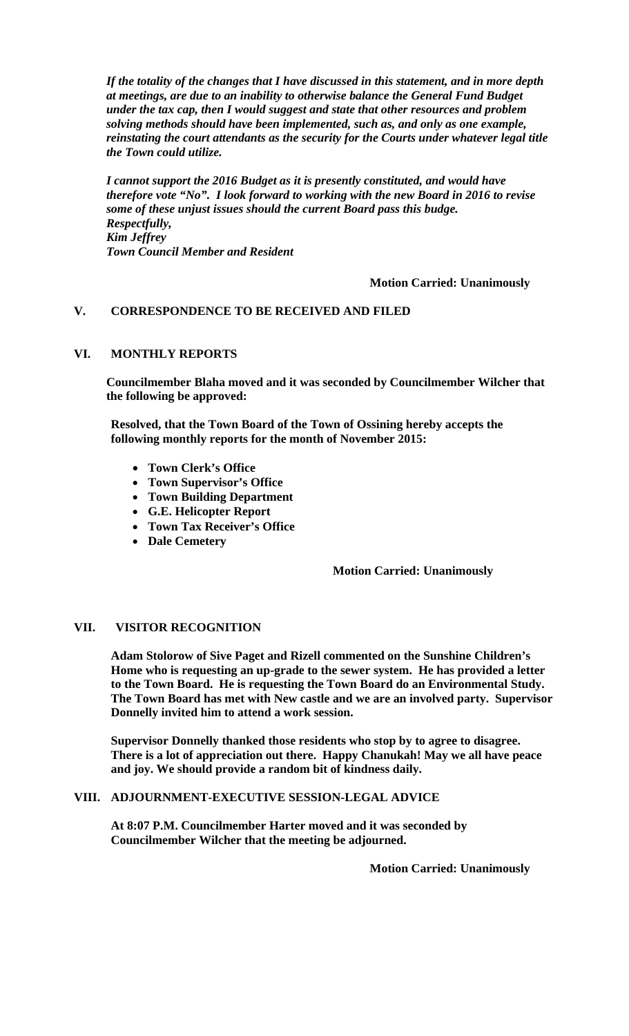***If the totality of the changes that I have discussed in this statement, and in more depth at meetings, are due to an inability to otherwise balance the General Fund Budget under the tax cap, then I would suggest and state that other resources and problem solving methods should have been implemented, such as, and only as one example, reinstating the court attendants as the security for the Courts under whatever legal title the Town could utilize.***

***I cannot support the 2016 Budget as it is presently constituted, and would have therefore vote "No". I look forward to working with the new Board in 2016 to revise some of these unjust issues should the current Board pass this budge.***
***Respectfully,***
***Kim Jeffrey***
***Town Council Member and Resident***

**Motion Carried: Unanimously**

## V. CORRESPONDENCE TO BE RECEIVED AND FILED

## VI. MONTHLY REPORTS

**Councilmember Blaha moved and it was seconded by Councilmember Wilcher that the following be approved:**

**Resolved, that the Town Board of the Town of Ossining hereby accepts the following monthly reports for the month of November 2015:**

- **Town Clerk's Office**
- **Town Supervisor's Office**
- **Town Building Department**
- **G.E. Helicopter Report**
- **Town Tax Receiver's Office**
- **Dale Cemetery**

**Motion Carried: Unanimously**

## VII. VISITOR RECOGNITION

**Adam Stolorow of Sive Paget and Rizell commented on the Sunshine Children's Home who is requesting an up-grade to the sewer system. He has provided a letter to the Town Board. He is requesting the Town Board do an Environmental Study. The Town Board has met with New castle and we are an involved party. Supervisor Donnelly invited him to attend a work session.**

**Supervisor Donnelly thanked those residents who stop by to agree to disagree. There is a lot of appreciation out there. Happy Chanukah! May we all have peace and joy. We should provide a random bit of kindness daily.**

## VIII. ADJOURNMENT-EXECUTIVE SESSION-LEGAL ADVICE

**At 8:07 P.M. Councilmember Harter moved and it was seconded by Councilmember Wilcher that the meeting be adjourned.**

**Motion Carried: Unanimously**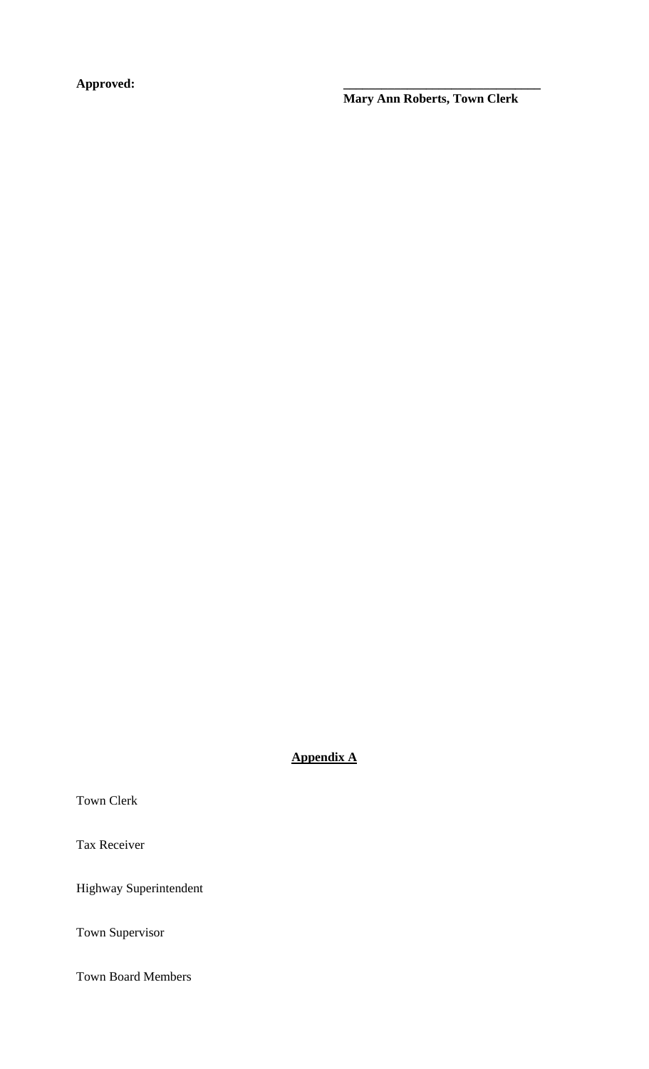**Approved:**

\_\_\_\_\_\_\_\_\_\_\_\_\_\_\_\_\_\_\_\_\_\_\_\_\_\_\_\_\_\_
**Mary Ann Roberts, Town Clerk**

**Appendix A**

Town Clerk

Tax Receiver

Highway Superintendent

Town Supervisor

Town Board Members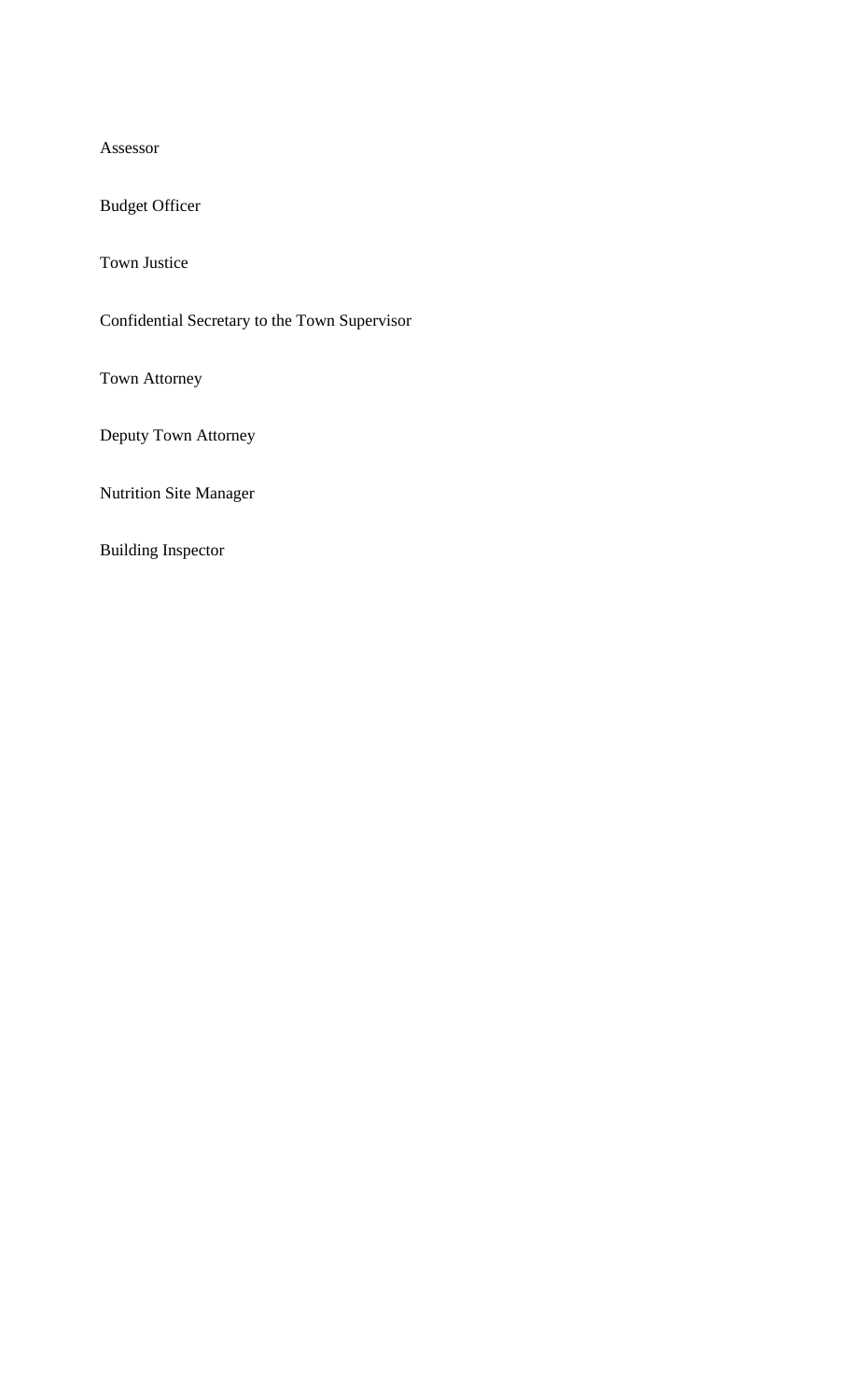Assessor

Budget Officer

Town Justice

Confidential Secretary to the Town Supervisor

Town Attorney

Deputy Town Attorney

Nutrition Site Manager

Building Inspector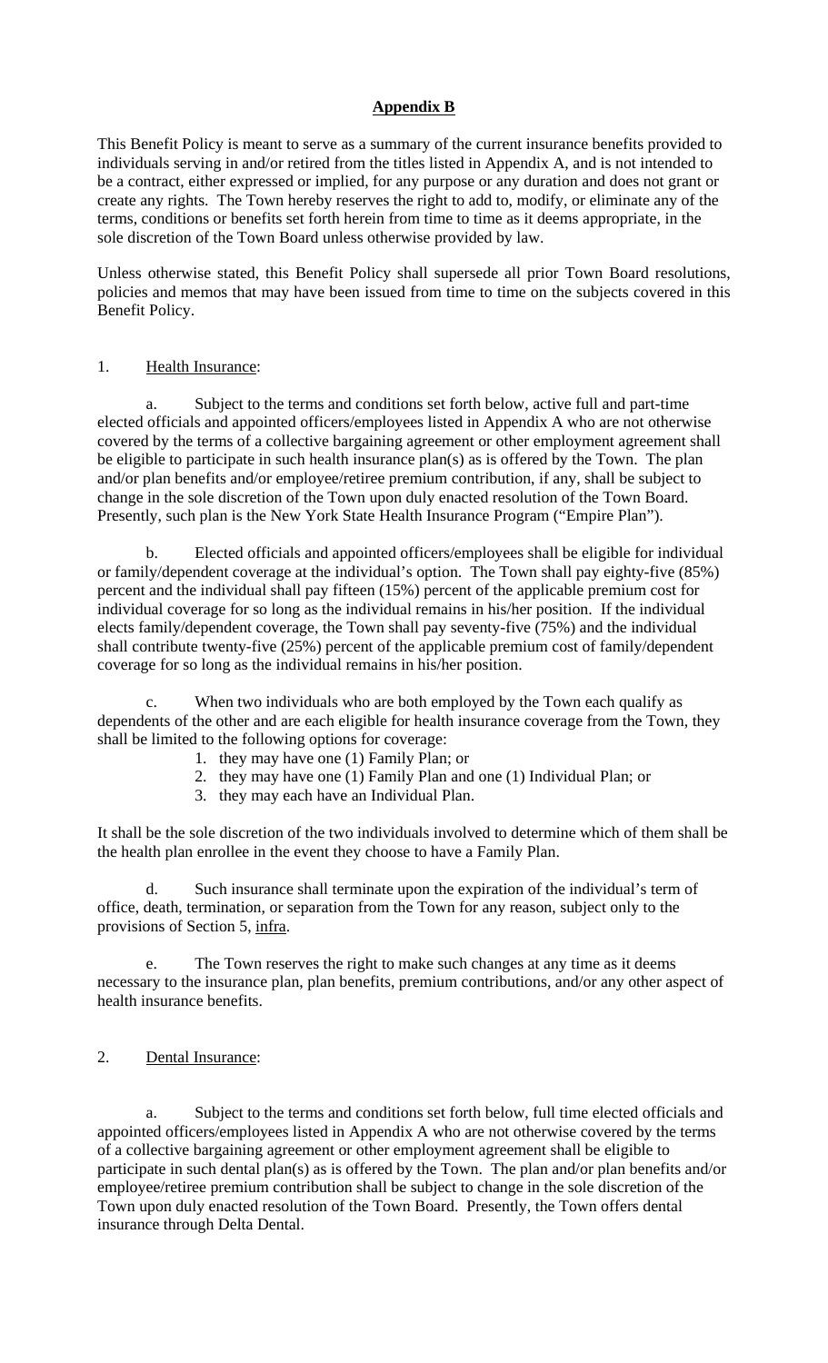# Appendix B

This Benefit Policy is meant to serve as a summary of the current insurance benefits provided to individuals serving in and/or retired from the titles listed in Appendix A, and is not intended to be a contract, either expressed or implied, for any purpose or any duration and does not grant or create any rights. The Town hereby reserves the right to add to, modify, or eliminate any of the terms, conditions or benefits set forth herein from time to time as it deems appropriate, in the sole discretion of the Town Board unless otherwise provided by law.

Unless otherwise stated, this Benefit Policy shall supersede all prior Town Board resolutions, policies and memos that may have been issued from time to time on the subjects covered in this Benefit Policy.

## 1. Health Insurance:

a. Subject to the terms and conditions set forth below, active full and part-time elected officials and appointed officers/employees listed in Appendix A who are not otherwise covered by the terms of a collective bargaining agreement or other employment agreement shall be eligible to participate in such health insurance plan(s) as is offered by the Town. The plan and/or plan benefits and/or employee/retiree premium contribution, if any, shall be subject to change in the sole discretion of the Town upon duly enacted resolution of the Town Board. Presently, such plan is the New York State Health Insurance Program ("Empire Plan").

b. Elected officials and appointed officers/employees shall be eligible for individual or family/dependent coverage at the individual's option. The Town shall pay eighty-five (85%) percent and the individual shall pay fifteen (15%) percent of the applicable premium cost for individual coverage for so long as the individual remains in his/her position. If the individual elects family/dependent coverage, the Town shall pay seventy-five (75%) and the individual shall contribute twenty-five (25%) percent of the applicable premium cost of family/dependent coverage for so long as the individual remains in his/her position.

c. When two individuals who are both employed by the Town each qualify as dependents of the other and are each eligible for health insurance coverage from the Town, they shall be limited to the following options for coverage:

1. they may have one (1) Family Plan; or
2. they may have one (1) Family Plan and one (1) Individual Plan; or
3. they may each have an Individual Plan.

It shall be the sole discretion of the two individuals involved to determine which of them shall be the health plan enrollee in the event they choose to have a Family Plan.

d. Such insurance shall terminate upon the expiration of the individual's term of office, death, termination, or separation from the Town for any reason, subject only to the provisions of Section 5, infra.

e. The Town reserves the right to make such changes at any time as it deems necessary to the insurance plan, plan benefits, premium contributions, and/or any other aspect of health insurance benefits.

## 2. Dental Insurance:

a. Subject to the terms and conditions set forth below, full time elected officials and appointed officers/employees listed in Appendix A who are not otherwise covered by the terms of a collective bargaining agreement or other employment agreement shall be eligible to participate in such dental plan(s) as is offered by the Town. The plan and/or plan benefits and/or employee/retiree premium contribution shall be subject to change in the sole discretion of the Town upon duly enacted resolution of the Town Board. Presently, the Town offers dental insurance through Delta Dental.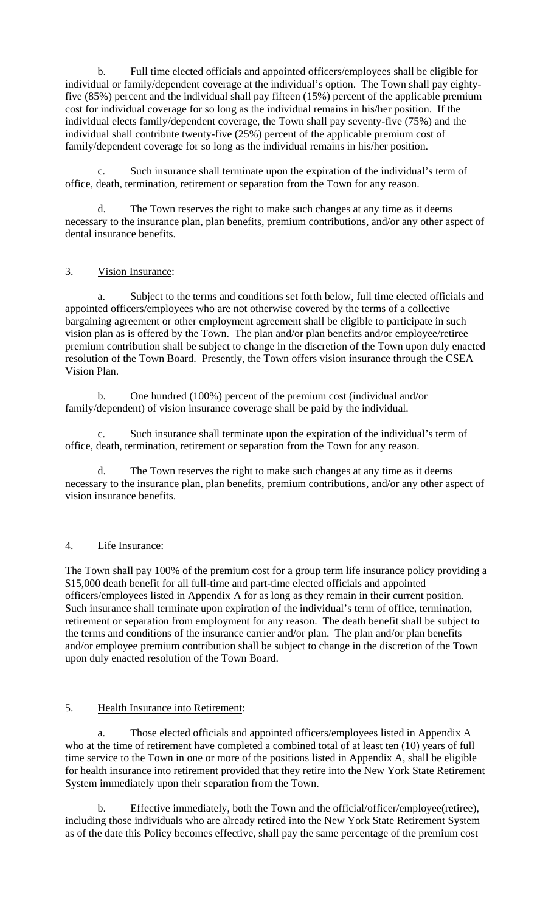b. Full time elected officials and appointed officers/employees shall be eligible for individual or family/dependent coverage at the individual's option. The Town shall pay eighty-five (85%) percent and the individual shall pay fifteen (15%) percent of the applicable premium cost for individual coverage for so long as the individual remains in his/her position. If the individual elects family/dependent coverage, the Town shall pay seventy-five (75%) and the individual shall contribute twenty-five (25%) percent of the applicable premium cost of family/dependent coverage for so long as the individual remains in his/her position.

c. Such insurance shall terminate upon the expiration of the individual's term of office, death, termination, retirement or separation from the Town for any reason.

d. The Town reserves the right to make such changes at any time as it deems necessary to the insurance plan, plan benefits, premium contributions, and/or any other aspect of dental insurance benefits.

3. <u>Vision Insurance</u>:

a. Subject to the terms and conditions set forth below, full time elected officials and appointed officers/employees who are not otherwise covered by the terms of a collective bargaining agreement or other employment agreement shall be eligible to participate in such vision plan as is offered by the Town. The plan and/or plan benefits and/or employee/retiree premium contribution shall be subject to change in the discretion of the Town upon duly enacted resolution of the Town Board. Presently, the Town offers vision insurance through the CSEA Vision Plan.

b. One hundred (100%) percent of the premium cost (individual and/or family/dependent) of vision insurance coverage shall be paid by the individual.

c. Such insurance shall terminate upon the expiration of the individual's term of office, death, termination, retirement or separation from the Town for any reason.

d. The Town reserves the right to make such changes at any time as it deems necessary to the insurance plan, plan benefits, premium contributions, and/or any other aspect of vision insurance benefits.

4. <u>Life Insurance</u>:

The Town shall pay 100% of the premium cost for a group term life insurance policy providing a $15,000 death benefit for all full-time and part-time elected officials and appointed officers/employees listed in Appendix A for as long as they remain in their current position. Such insurance shall terminate upon expiration of the individual's term of office, termination, retirement or separation from employment for any reason. The death benefit shall be subject to the terms and conditions of the insurance carrier and/or plan. The plan and/or plan benefits and/or employee premium contribution shall be subject to change in the discretion of the Town upon duly enacted resolution of the Town Board.

5. <u>Health Insurance into Retirement</u>:

a. Those elected officials and appointed officers/employees listed in Appendix A who at the time of retirement have completed a combined total of at least ten (10) years of full time service to the Town in one or more of the positions listed in Appendix A, shall be eligible for health insurance into retirement provided that they retire into the New York State Retirement System immediately upon their separation from the Town.

b. Effective immediately, both the Town and the official/officer/employee(retiree), including those individuals who are already retired into the New York State Retirement System as of the date this Policy becomes effective, shall pay the same percentage of the premium cost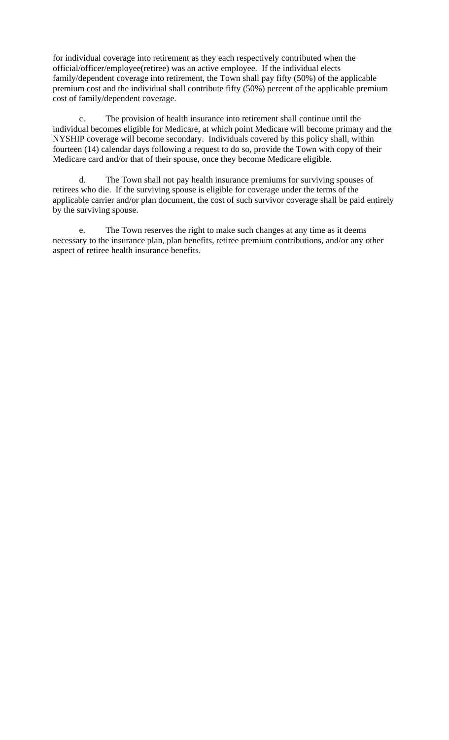for individual coverage into retirement as they each respectively contributed when the official/officer/employee(retiree) was an active employee. If the individual elects family/dependent coverage into retirement, the Town shall pay fifty (50%) of the applicable premium cost and the individual shall contribute fifty (50%) percent of the applicable premium cost of family/dependent coverage.

c. The provision of health insurance into retirement shall continue until the individual becomes eligible for Medicare, at which point Medicare will become primary and the NYSHIP coverage will become secondary. Individuals covered by this policy shall, within fourteen (14) calendar days following a request to do so, provide the Town with copy of their Medicare card and/or that of their spouse, once they become Medicare eligible.

d. The Town shall not pay health insurance premiums for surviving spouses of retirees who die. If the surviving spouse is eligible for coverage under the terms of the applicable carrier and/or plan document, the cost of such survivor coverage shall be paid entirely by the surviving spouse.

e. The Town reserves the right to make such changes at any time as it deems necessary to the insurance plan, plan benefits, retiree premium contributions, and/or any other aspect of retiree health insurance benefits.